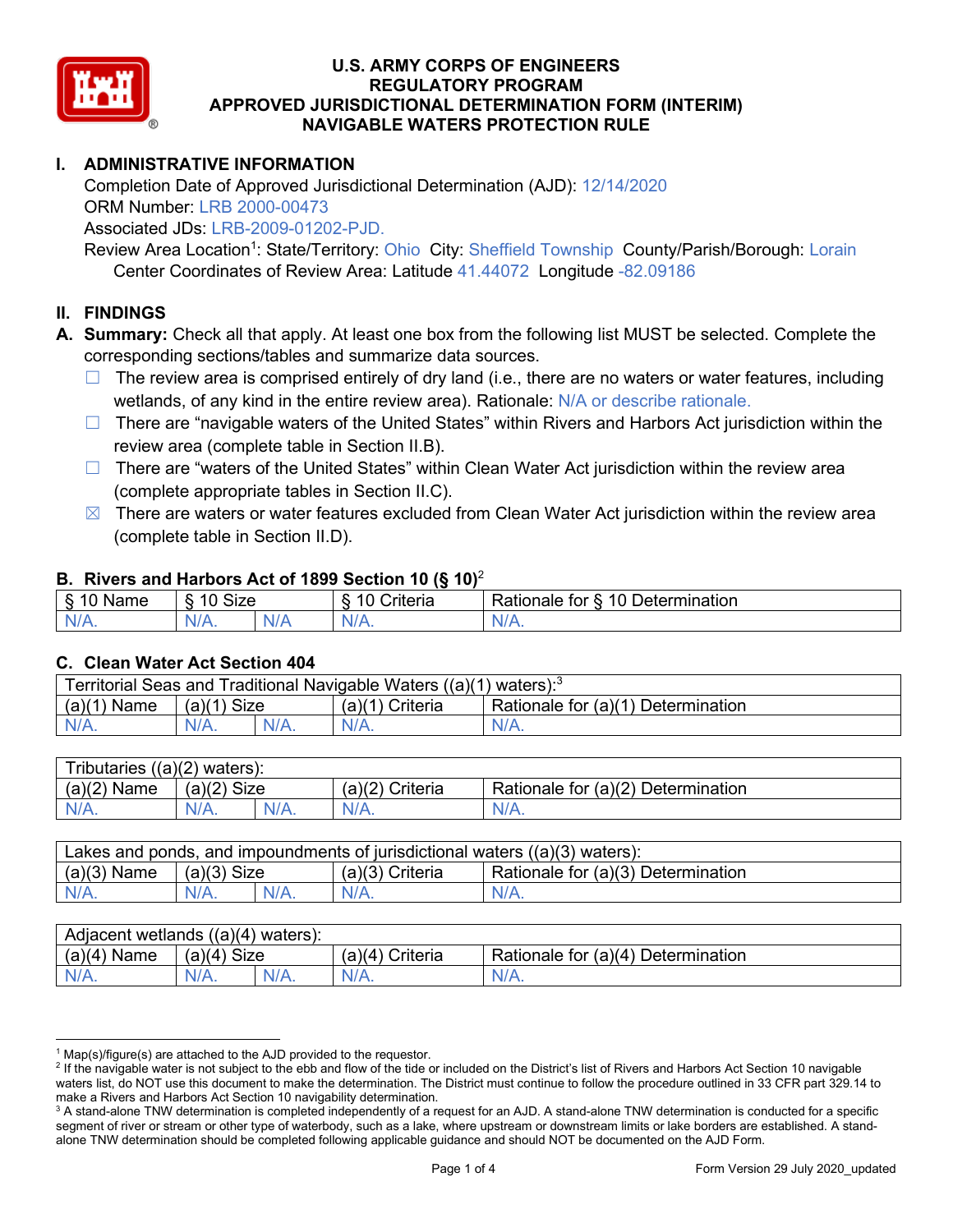# U.S. ARMY CORPS OF ENGINEERS
# REGULATORY PROGRAM
# APPROVED JURISDICTIONAL DETERMINATION FORM (INTERIM)
# NAVIGABLE WATERS PROTECTION RULE

## I. ADMINISTRATIVE INFORMATION

Completion Date of Approved Jurisdictional Determination (AJD): 12/14/2020
ORM Number: LRB 2000-00473
Associated JDs: LRB-2009-01202-PJD.
Review Area Location[1]: State/Territory: Ohio City: Sheffield Township County/Parish/Borough: Lorain
Center Coordinates of Review Area: Latitude 41.44072 Longitude -82.09186

## II. FINDINGS

**A. Summary:** Check all that apply. At least one box from the following list MUST be selected. Complete the corresponding sections/tables and summarize data sources.

- ☐ The review area is comprised entirely of dry land (i.e., there are no waters or water features, including wetlands, of any kind in the entire review area). Rationale: N/A or describe rationale.
- ☐ There are "navigable waters of the United States" within Rivers and Harbors Act jurisdiction within the review area (complete table in Section II.B).
- ☐ There are "waters of the United States" within Clean Water Act jurisdiction within the review area (complete appropriate tables in Section II.C).
- ☒ There are waters or water features excluded from Clean Water Act jurisdiction within the review area (complete table in Section II.D).

### B. Rivers and Harbors Act of 1899 Section 10 (§ 10)[2]

| § 10 Name | § 10 Size | | § 10 Criteria | Rationale for § 10 Determination |
|---|---|---|---|---|
| N/A. | N/A. | N/A | N/A. | N/A. |

### C. Clean Water Act Section 404

| Territorial Seas and Traditional Navigable Waters ((a)(1) waters):[3] | | | | |
|---|---|---|---|---|
| (a)(1) Name | (a)(1) Size | | (a)(1) Criteria | Rationale for (a)(1) Determination |
| N/A. | N/A. | N/A. | N/A. | N/A. |

| Tributaries ((a)(2) waters): | | | | |
|---|---|---|---|---|
| (a)(2) Name | (a)(2) Size | | (a)(2) Criteria | Rationale for (a)(2) Determination |
| N/A. | N/A. | N/A. | N/A. | N/A. |

| Lakes and ponds, and impoundments of jurisdictional waters ((a)(3) waters): | | | | |
|---|---|---|---|---|
| (a)(3) Name | (a)(3) Size | | (a)(3) Criteria | Rationale for (a)(3) Determination |
| N/A. | N/A. | N/A. | N/A. | N/A. |

| Adjacent wetlands ((a)(4) waters): | | | | |
|---|---|---|---|---|
| (a)(4) Name | (a)(4) Size | | (a)(4) Criteria | Rationale for (a)(4) Determination |
| N/A. | N/A. | N/A. | N/A. | N/A. |

---

[1] Map(s)/figure(s) are attached to the AJD provided to the requestor.
[2] If the navigable water is not subject to the ebb and flow of the tide or included on the District's list of Rivers and Harbors Act Section 10 navigable waters list, do NOT use this document to make the determination. The District must continue to follow the procedure outlined in 33 CFR part 329.14 to make a Rivers and Harbors Act Section 10 navigability determination.
[3] A stand-alone TNW determination is completed independently of a request for an AJD. A stand-alone TNW determination is conducted for a specific segment of river or stream or other type of waterbody, such as a lake, where upstream or downstream limits or lake borders are established. A stand-alone TNW determination should be completed following applicable guidance and should NOT be documented on the AJD Form.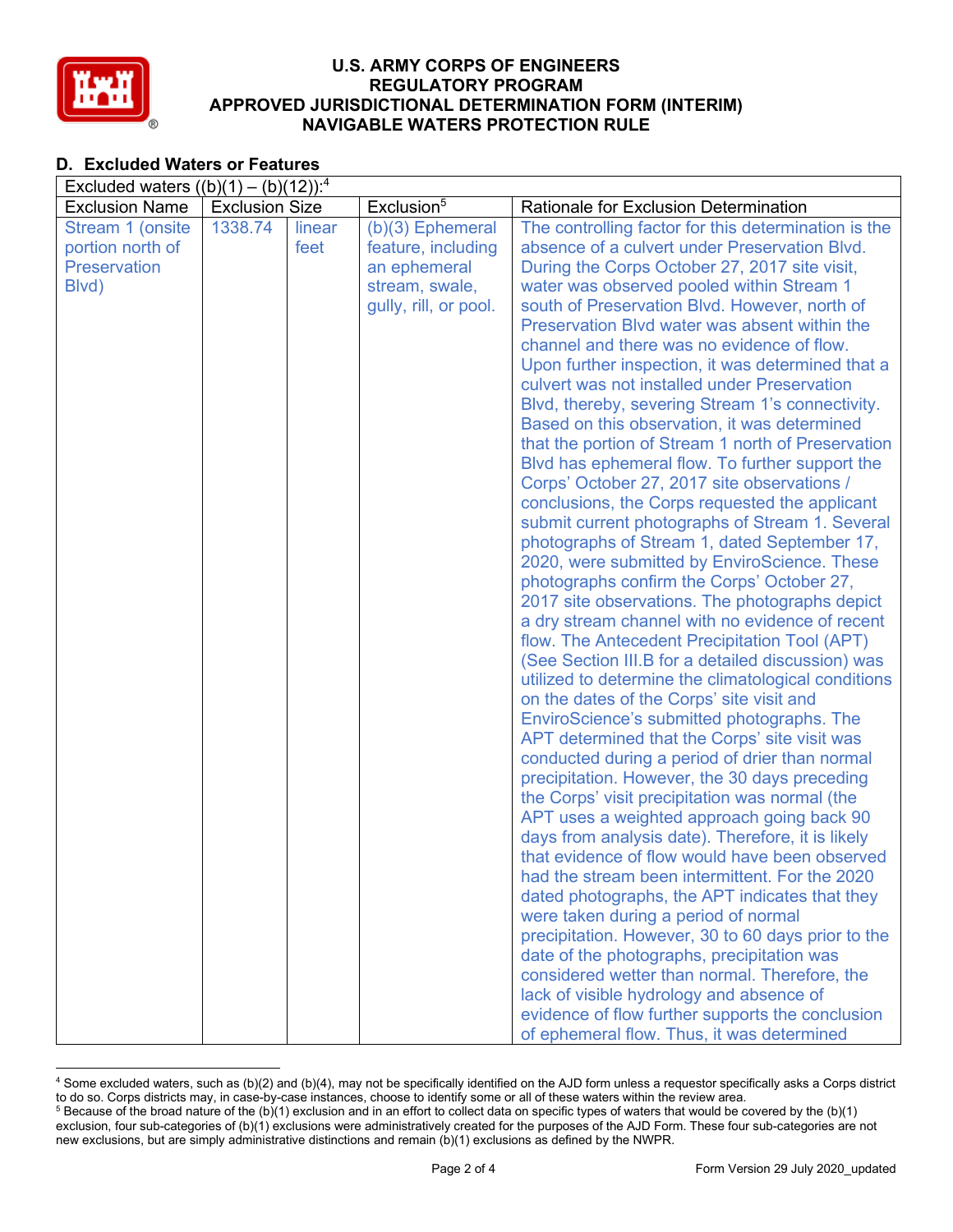**U.S. ARMY CORPS OF ENGINEERS**
**REGULATORY PROGRAM**
**APPROVED JURISDICTIONAL DETERMINATION FORM (INTERIM)**
**NAVIGABLE WATERS PROTECTION RULE**

## D. Excluded Waters or Features

| Excluded waters ((b)(1) – (b)(12)):[4] | | | | |
|---|---|---|---|---|
| Exclusion Name | Exclusion Size | | Exclusion[5] | Rationale for Exclusion Determination |
| Stream 1 (onsite portion north of Preservation Blvd) | 1338.74 | linear feet | (b)(3) Ephemeral feature, including an ephemeral stream, swale, gully, rill, or pool. | The controlling factor for this determination is the absence of a culvert under Preservation Blvd. During the Corps October 27, 2017 site visit, water was observed pooled within Stream 1 south of Preservation Blvd. However, north of Preservation Blvd water was absent within the channel and there was no evidence of flow. Upon further inspection, it was determined that a culvert was not installed under Preservation Blvd, thereby, severing Stream 1's connectivity. Based on this observation, it was determined that the portion of Stream 1 north of Preservation Blvd has ephemeral flow. To further support the Corps' October 27, 2017 site observations / conclusions, the Corps requested the applicant submit current photographs of Stream 1. Several photographs of Stream 1, dated September 17, 2020, were submitted by EnviroScience. These photographs confirm the Corps' October 27, 2017 site observations. The photographs depict a dry stream channel with no evidence of recent flow. The Antecedent Precipitation Tool (APT) (See Section III.B for a detailed discussion) was utilized to determine the climatological conditions on the dates of the Corps' site visit and EnviroScience's submitted photographs. The APT determined that the Corps' site visit was conducted during a period of drier than normal precipitation. However, the 30 days preceding the Corps' visit precipitation was normal (the APT uses a weighted approach going back 90 days from analysis date). Therefore, it is likely that evidence of flow would have been observed had the stream been intermittent. For the 2020 dated photographs, the APT indicates that they were taken during a period of normal precipitation. However, 30 to 60 days prior to the date of the photographs, precipitation was considered wetter than normal. Therefore, the lack of visible hydrology and absence of evidence of flow further supports the conclusion of ephemeral flow. Thus, it was determined |

[4] Some excluded waters, such as (b)(2) and (b)(4), may not be specifically identified on the AJD form unless a requestor specifically asks a Corps district to do so. Corps districts may, in case-by-case instances, choose to identify some or all of these waters within the review area.

[5] Because of the broad nature of the (b)(1) exclusion and in an effort to collect data on specific types of waters that would be covered by the (b)(1) exclusion, four sub-categories of (b)(1) exclusions were administratively created for the purposes of the AJD Form. These four sub-categories are not new exclusions, but are simply administrative distinctions and remain (b)(1) exclusions as defined by the NWPR.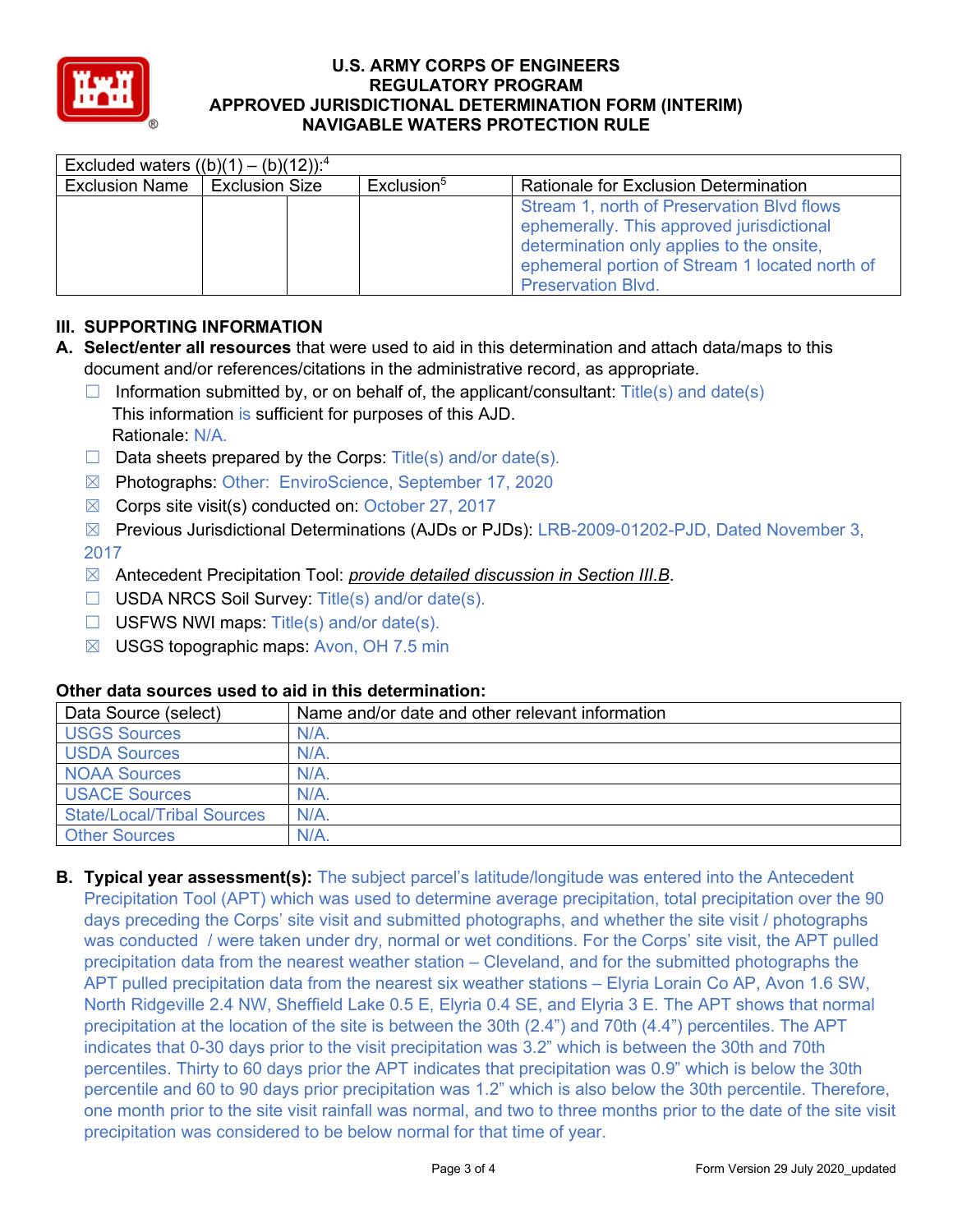# U.S. ARMY CORPS OF ENGINEERS
# REGULATORY PROGRAM
# APPROVED JURISDICTIONAL DETERMINATION FORM (INTERIM)
# NAVIGABLE WATERS PROTECTION RULE

| Excluded waters ((b)(1) – (b)(12)):[4] | | | | |
|---|---|---|---|---|
| Exclusion Name | Exclusion Size | | Exclusion[5] | Rationale for Exclusion Determination |
| | | | | Stream 1, north of Preservation Blvd flows ephemerally. This approved jurisdictional determination only applies to the onsite, ephemeral portion of Stream 1 located north of Preservation Blvd. |

## III. SUPPORTING INFORMATION

**A. Select/enter all resources** that were used to aid in this determination and attach data/maps to this document and/or references/citations in the administrative record, as appropriate.

☐ Information submitted by, or on behalf of, the applicant/consultant: Title(s) and date(s)
This information is sufficient for purposes of this AJD.
Rationale: N/A.

☐ Data sheets prepared by the Corps: Title(s) and/or date(s).

☒ Photographs: Other: EnviroScience, September 17, 2020

☒ Corps site visit(s) conducted on: October 27, 2017

☒ Previous Jurisdictional Determinations (AJDs or PJDs): LRB-2009-01202-PJD, Dated November 3, 2017

☒ Antecedent Precipitation Tool: *provide detailed discussion in Section III.B*.

☐ USDA NRCS Soil Survey: Title(s) and/or date(s).

☐ USFWS NWI maps: Title(s) and/or date(s).

☒ USGS topographic maps: Avon, OH 7.5 min

**Other data sources used to aid in this determination:**

| Data Source (select) | Name and/or date and other relevant information |
|---|---|
| USGS Sources | N/A. |
| USDA Sources | N/A. |
| NOAA Sources | N/A. |
| USACE Sources | N/A. |
| State/Local/Tribal Sources | N/A. |
| Other Sources | N/A. |

**B. Typical year assessment(s):** The subject parcel's latitude/longitude was entered into the Antecedent Precipitation Tool (APT) which was used to determine average precipitation, total precipitation over the 90 days preceding the Corps' site visit and submitted photographs, and whether the site visit / photographs was conducted / were taken under dry, normal or wet conditions. For the Corps' site visit, the APT pulled precipitation data from the nearest weather station – Cleveland, and for the submitted photographs the APT pulled precipitation data from the nearest six weather stations – Elyria Lorain Co AP, Avon 1.6 SW, North Ridgeville 2.4 NW, Sheffield Lake 0.5 E, Elyria 0.4 SE, and Elyria 3 E. The APT shows that normal precipitation at the location of the site is between the 30th (2.4") and 70th (4.4") percentiles. The APT indicates that 0-30 days prior to the visit precipitation was 3.2" which is between the 30th and 70th percentiles. Thirty to 60 days prior the APT indicates that precipitation was 0.9" which is below the 30th percentile and 60 to 90 days prior precipitation was 1.2" which is also below the 30th percentile. Therefore, one month prior to the site visit rainfall was normal, and two to three months prior to the date of the site visit precipitation was considered to be below normal for that time of year.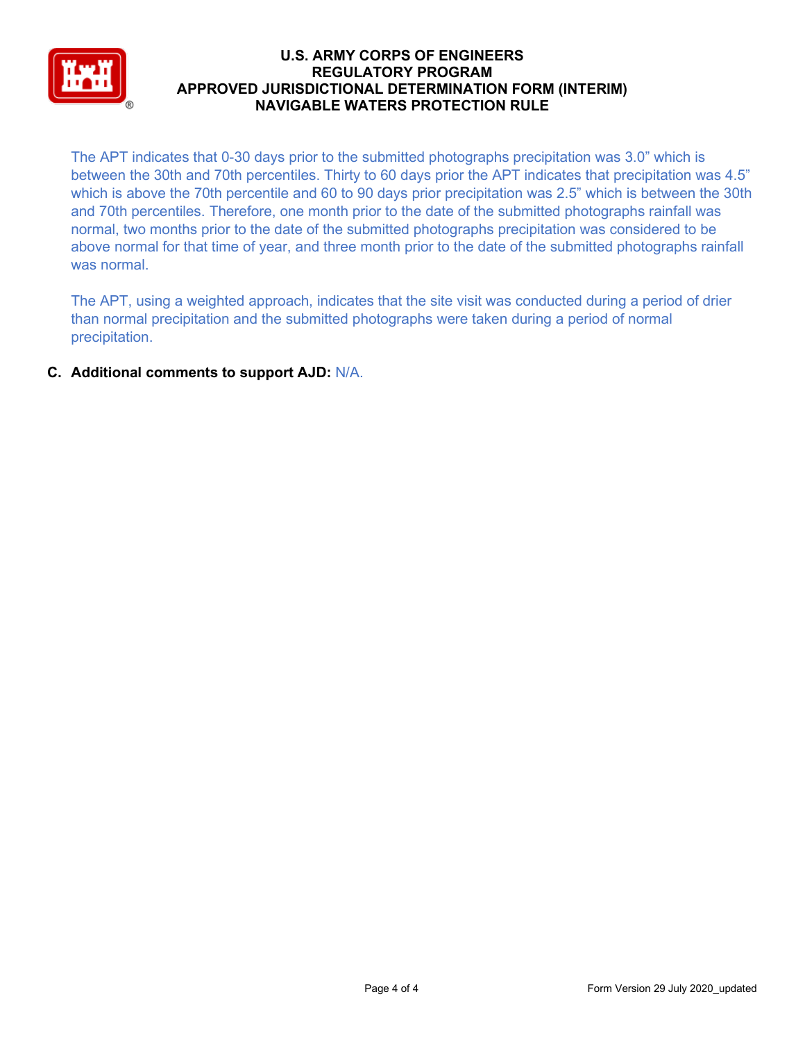The APT indicates that 0-30 days prior to the submitted photographs precipitation was 3.0" which is between the 30th and 70th percentiles. Thirty to 60 days prior the APT indicates that precipitation was 4.5" which is above the 70th percentile and 60 to 90 days prior precipitation was 2.5" which is between the 30th and 70th percentiles. Therefore, one month prior to the date of the submitted photographs rainfall was normal, two months prior to the date of the submitted photographs precipitation was considered to be above normal for that time of year, and three month prior to the date of the submitted photographs rainfall was normal.

The APT, using a weighted approach, indicates that the site visit was conducted during a period of drier than normal precipitation and the submitted photographs were taken during a period of normal precipitation.

**C. Additional comments to support AJD:** N/A.